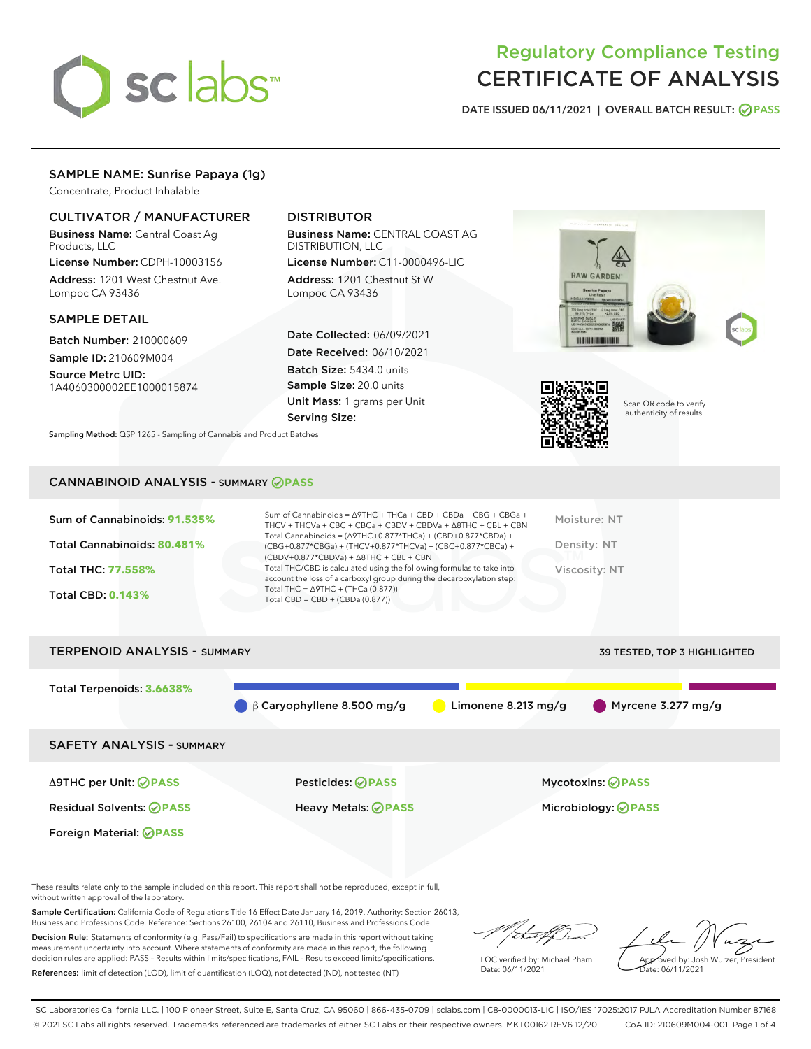# Regulatory Compliance Testing
# CERTIFICATE OF ANALYSIS

DATE ISSUED 06/11/2021 | OVERALL BATCH RESULT: PASS

## SAMPLE NAME: Sunrise Papaya (1g)

Concentrate, Product Inhalable

### CULTIVATOR / MANUFACTURER

**Business Name:** Central Coast Ag Products, LLC

**License Number:** CDPH-10003156

**Address:** 1201 West Chestnut Ave. Lompoc CA 93436

### DISTRIBUTOR

**Business Name:** CENTRAL COAST AG DISTRIBUTION, LLC

**License Number:** C11-0000496-LIC

**Address:** 1201 Chestnut St W Lompoc CA 93436

### SAMPLE DETAIL

**Batch Number:** 210000609

**Sample ID:** 210609M004

**Source Metrc UID:** 1A4060300002EE1000015874

**Date Collected:** 06/09/2021

**Date Received:** 06/10/2021

**Batch Size:** 5434.0 units

**Sample Size:** 20.0 units

**Unit Mass:** 1 grams per Unit

**Serving Size:**

Scan QR code to verify authenticity of results.

**Sampling Method:** QSP 1265 - Sampling of Cannabis and Product Batches

## CANNABINOID ANALYSIS - SUMMARY PASS

Sum of Cannabinoids: **91.535%**

Total Cannabinoids: **80.481%**

Total THC: **77.558%**

Total CBD: **0.143%**

Sum of Cannabinoids = Δ9THC + THCa + CBD + CBDa + CBG + CBGa + THCV + THCVa + CBC + CBCa + CBDV + CBDVa + Δ8THC + CBL + CBN

Total Cannabinoids = (Δ9THC+0.877*THCa) + (CBD+0.877*CBDa) + (CBG+0.877*CBGa) + (THCV+0.877*THCVa) + (CBC+0.877*CBCa) + (CBDV+0.877*CBDVa) + Δ8THC + CBL + CBN

Total THC/CBD is calculated using the following formulas to take into account the loss of a carboxyl group during the decarboxylation step:

Total THC = Δ9THC + (THCa (0.877))

Total CBD = CBD + (CBDa (0.877))

Moisture: NT

Density: NT

Viscosity: NT

## TERPENOID ANALYSIS - SUMMARY

39 TESTED, TOP 3 HIGHLIGHTED

Total Terpenoids: **3.6638%**

β Caryophyllene 8.500 mg/g | Limonene 8.213 mg/g | Myrcene 3.277 mg/g

## SAFETY ANALYSIS - SUMMARY

| | | |
|---|---|---|
| Δ9THC per Unit: PASS | Pesticides: PASS | Mycotoxins: PASS |
| Residual Solvents: PASS | Heavy Metals: PASS | Microbiology: PASS |
| Foreign Material: PASS | | |

These results relate only to the sample included on this report. This report shall not be reproduced, except in full, without written approval of the laboratory.

**Sample Certification:** California Code of Regulations Title 16 Effect Date January 16, 2019. Authority: Section 26013, Business and Professions Code. Reference: Sections 26100, 26104 and 26110, Business and Professions Code.

**Decision Rule:** Statements of conformity (e.g. Pass/Fail) to specifications are made in this report without taking measurement uncertainty into account. Where statements of conformity are made in this report, the following decision rules are applied: PASS – Results within limits/specifications, FAIL – Results exceed limits/specifications.

**References:** limit of detection (LOD), limit of quantification (LOQ), not detected (ND), not tested (NT)

LQC verified by: Michael Pham
Date: 06/11/2021

Approved by: Josh Wurzer, President
Date: 06/11/2021

SC Laboratories California LLC. | 100 Pioneer Street, Suite E, Santa Cruz, CA 95060 | 866-435-0709 | sclabs.com | C8-0000013-LIC | ISO/IES 17025:2017 PJLA Accreditation Number 87168
© 2021 SC Labs all rights reserved. Trademarks referenced are trademarks of either SC Labs or their respective owners. MKT00162 REV6 12/20 CoA ID: 210609M004-001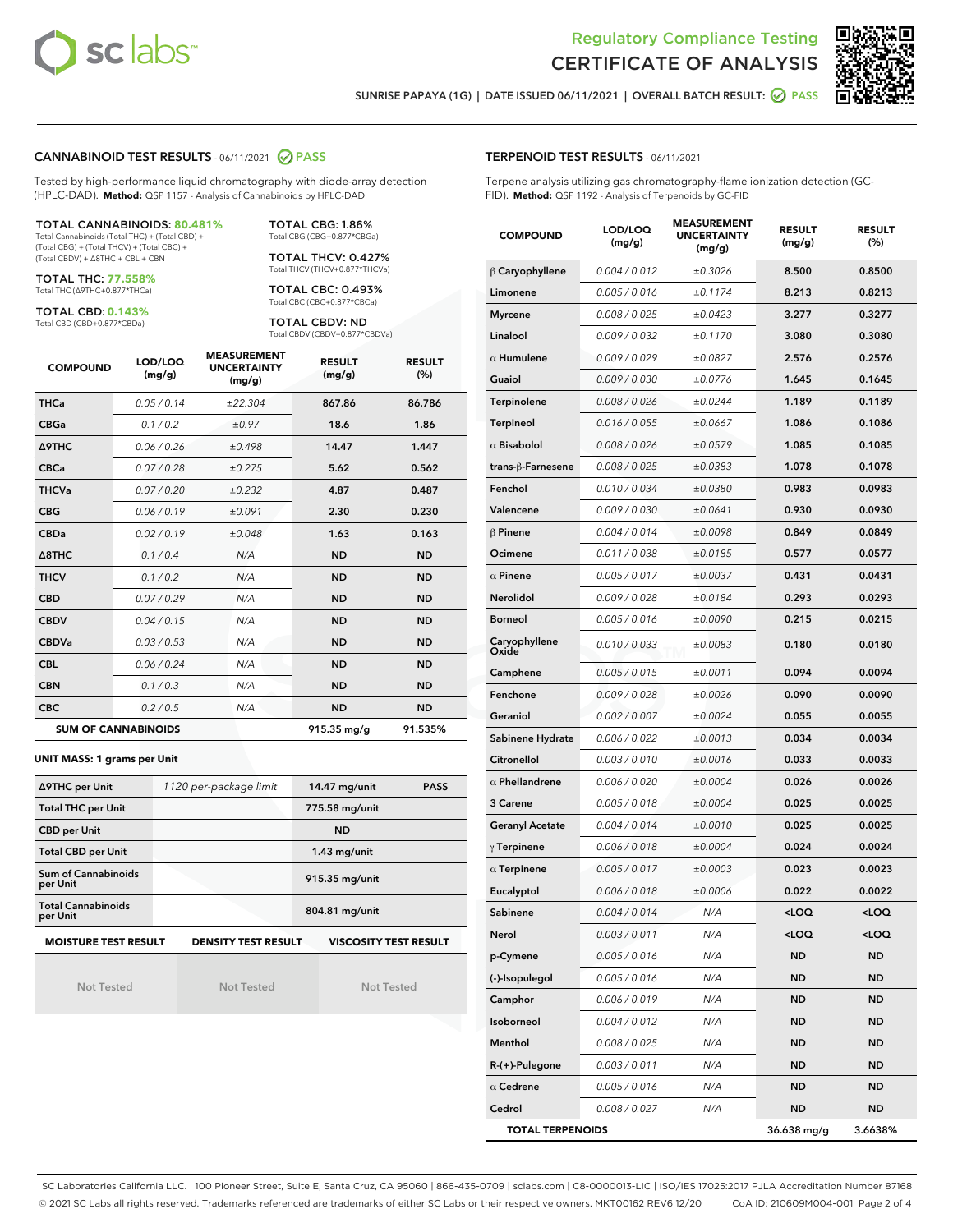Regulatory Compliance Testing
CERTIFICATE OF ANALYSIS

SUNRISE PAPAYA (1G) | DATE ISSUED 06/11/2021 | OVERALL BATCH RESULT: PASS

## CANNABINOID TEST RESULTS - 06/11/2021 PASS

Tested by high-performance liquid chromatography with diode-array detection (HPLC-DAD). **Method:** QSP 1157 - Analysis of Cannabinoids by HPLC-DAD

**TOTAL CANNABINOIDS: 80.481%**
Total Cannabinoids (Total THC) + (Total CBD) + (Total CBG) + (Total THCV) + (Total CBC) + (Total CBDV) + Δ8THC + CBL + CBN

**TOTAL THC: 77.558%**
Total THC (Δ9THC+0.877*THCa)

**TOTAL CBD: 0.143%**
Total CBD (CBD+0.877*CBDa)

**TOTAL CBG: 1.86%**
Total CBG (CBG+0.877*CBGa)

**TOTAL THCV: 0.427%**
Total THCV (THCV+0.877*THCVa)

**TOTAL CBC: 0.493%**
Total CBC (CBC+0.877*CBCa)

**TOTAL CBDV: ND**
Total CBDV (CBDV+0.877*CBDVa)

| COMPOUND | LOD/LOQ (mg/g) | MEASUREMENT UNCERTAINTY (mg/g) | RESULT (mg/g) | RESULT (%) |
|---|---|---|---|---|
| THCa | 0.05 / 0.14 | ±22.304 | 867.86 | 86.786 |
| CBGa | 0.1 / 0.2 | ±0.97 | 18.6 | 1.86 |
| Δ9THC | 0.06 / 0.26 | ±0.498 | 14.47 | 1.447 |
| CBCa | 0.07 / 0.28 | ±0.275 | 5.62 | 0.562 |
| THCVa | 0.07 / 0.20 | ±0.232 | 4.87 | 0.487 |
| CBG | 0.06 / 0.19 | ±0.091 | 2.30 | 0.230 |
| CBDa | 0.02 / 0.19 | ±0.048 | 1.63 | 0.163 |
| Δ8THC | 0.1 / 0.4 | N/A | ND | ND |
| THCV | 0.1 / 0.2 | N/A | ND | ND |
| CBD | 0.07 / 0.29 | N/A | ND | ND |
| CBDV | 0.04 / 0.15 | N/A | ND | ND |
| CBDVa | 0.03 / 0.53 | N/A | ND | ND |
| CBL | 0.06 / 0.24 | N/A | ND | ND |
| CBN | 0.1 / 0.3 | N/A | ND | ND |
| CBC | 0.2 / 0.5 | N/A | ND | ND |
| **SUM OF CANNABINOIDS** | | | 915.35 mg/g | 91.535% |

**UNIT MASS: 1 grams per Unit**

| | | | |
|---|---|---|---|
| Δ9THC per Unit | 1120 per-package limit | 14.47 mg/unit | PASS |
| Total THC per Unit | | 775.58 mg/unit | |
| CBD per Unit | | ND | |
| Total CBD per Unit | | 1.43 mg/unit | |
| Sum of Cannabinoids per Unit | | 915.35 mg/unit | |
| Total Cannabinoids per Unit | | 804.81 mg/unit | |

| MOISTURE TEST RESULT | DENSITY TEST RESULT | VISCOSITY TEST RESULT |
|---|---|---|
| Not Tested | Not Tested | Not Tested |

## TERPENOID TEST RESULTS - 06/11/2021

Terpene analysis utilizing gas chromatography-flame ionization detection (GC-FID). **Method:** QSP 1192 - Analysis of Terpenoids by GC-FID

| COMPOUND | LOD/LOQ (mg/g) | MEASUREMENT UNCERTAINTY (mg/g) | RESULT (mg/g) | RESULT (%) |
|---|---|---|---|---|
| β Caryophyllene | 0.004 / 0.012 | ±0.3026 | 8.500 | 0.8500 |
| Limonene | 0.005 / 0.016 | ±0.1174 | 8.213 | 0.8213 |
| Myrcene | 0.008 / 0.025 | ±0.0423 | 3.277 | 0.3277 |
| Linalool | 0.009 / 0.032 | ±0.1170 | 3.080 | 0.3080 |
| α Humulene | 0.009 / 0.029 | ±0.0827 | 2.576 | 0.2576 |
| Guaiol | 0.009 / 0.030 | ±0.0776 | 1.645 | 0.1645 |
| Terpinolene | 0.008 / 0.026 | ±0.0244 | 1.189 | 0.1189 |
| Terpineol | 0.016 / 0.055 | ±0.0667 | 1.086 | 0.1086 |
| α Bisabolol | 0.008 / 0.026 | ±0.0579 | 1.085 | 0.1085 |
| trans-β-Farnesene | 0.008 / 0.025 | ±0.0383 | 1.078 | 0.1078 |
| Fenchol | 0.010 / 0.034 | ±0.0380 | 0.983 | 0.0983 |
| Valencene | 0.009 / 0.030 | ±0.0641 | 0.930 | 0.0930 |
| β Pinene | 0.004 / 0.014 | ±0.0098 | 0.849 | 0.0849 |
| Ocimene | 0.011 / 0.038 | ±0.0185 | 0.577 | 0.0577 |
| α Pinene | 0.005 / 0.017 | ±0.0037 | 0.431 | 0.0431 |
| Nerolidol | 0.009 / 0.028 | ±0.0184 | 0.293 | 0.0293 |
| Borneol | 0.005 / 0.016 | ±0.0090 | 0.215 | 0.0215 |
| Caryophyllene Oxide | 0.010 / 0.033 | ±0.0083 | 0.180 | 0.0180 |
| Camphene | 0.005 / 0.015 | ±0.0011 | 0.094 | 0.0094 |
| Fenchone | 0.009 / 0.028 | ±0.0026 | 0.090 | 0.0090 |
| Geraniol | 0.002 / 0.007 | ±0.0024 | 0.055 | 0.0055 |
| Sabinene Hydrate | 0.006 / 0.022 | ±0.0013 | 0.034 | 0.0034 |
| Citronellol | 0.003 / 0.010 | ±0.0016 | 0.033 | 0.0033 |
| α Phellandrene | 0.006 / 0.020 | ±0.0004 | 0.026 | 0.0026 |
| 3 Carene | 0.005 / 0.018 | ±0.0004 | 0.025 | 0.0025 |
| Geranyl Acetate | 0.004 / 0.014 | ±0.0010 | 0.025 | 0.0025 |
| γ Terpinene | 0.006 / 0.018 | ±0.0004 | 0.024 | 0.0024 |
| α Terpinene | 0.005 / 0.017 | ±0.0003 | 0.023 | 0.0023 |
| Eucalyptol | 0.006 / 0.018 | ±0.0006 | 0.022 | 0.0022 |
| Sabinene | 0.004 / 0.014 | N/A | <LOQ | <LOQ |
| Nerol | 0.003 / 0.011 | N/A | <LOQ | <LOQ |
| p-Cymene | 0.005 / 0.016 | N/A | ND | ND |
| (-)-Isopulegol | 0.005 / 0.016 | N/A | ND | ND |
| Camphor | 0.006 / 0.019 | N/A | ND | ND |
| Isoborneol | 0.004 / 0.012 | N/A | ND | ND |
| Menthol | 0.008 / 0.025 | N/A | ND | ND |
| R-(+)-Pulegone | 0.003 / 0.011 | N/A | ND | ND |
| α Cedrene | 0.005 / 0.016 | N/A | ND | ND |
| Cedrol | 0.008 / 0.027 | N/A | ND | ND |
| **TOTAL TERPENOIDS** | | | 36.638 mg/g | 3.6638% |

SC Laboratories California LLC. | 100 Pioneer Street, Suite E, Santa Cruz, CA 95060 | 866-435-0709 | sclabs.com | C8-0000013-LIC | ISO/IES 17025:2017 PJLA Accreditation Number 87168
© 2021 SC Labs all rights reserved. Trademarks referenced are trademarks of either SC Labs or their respective owners. MKT00162 REV6 12/20 CoA ID: 210609M004-001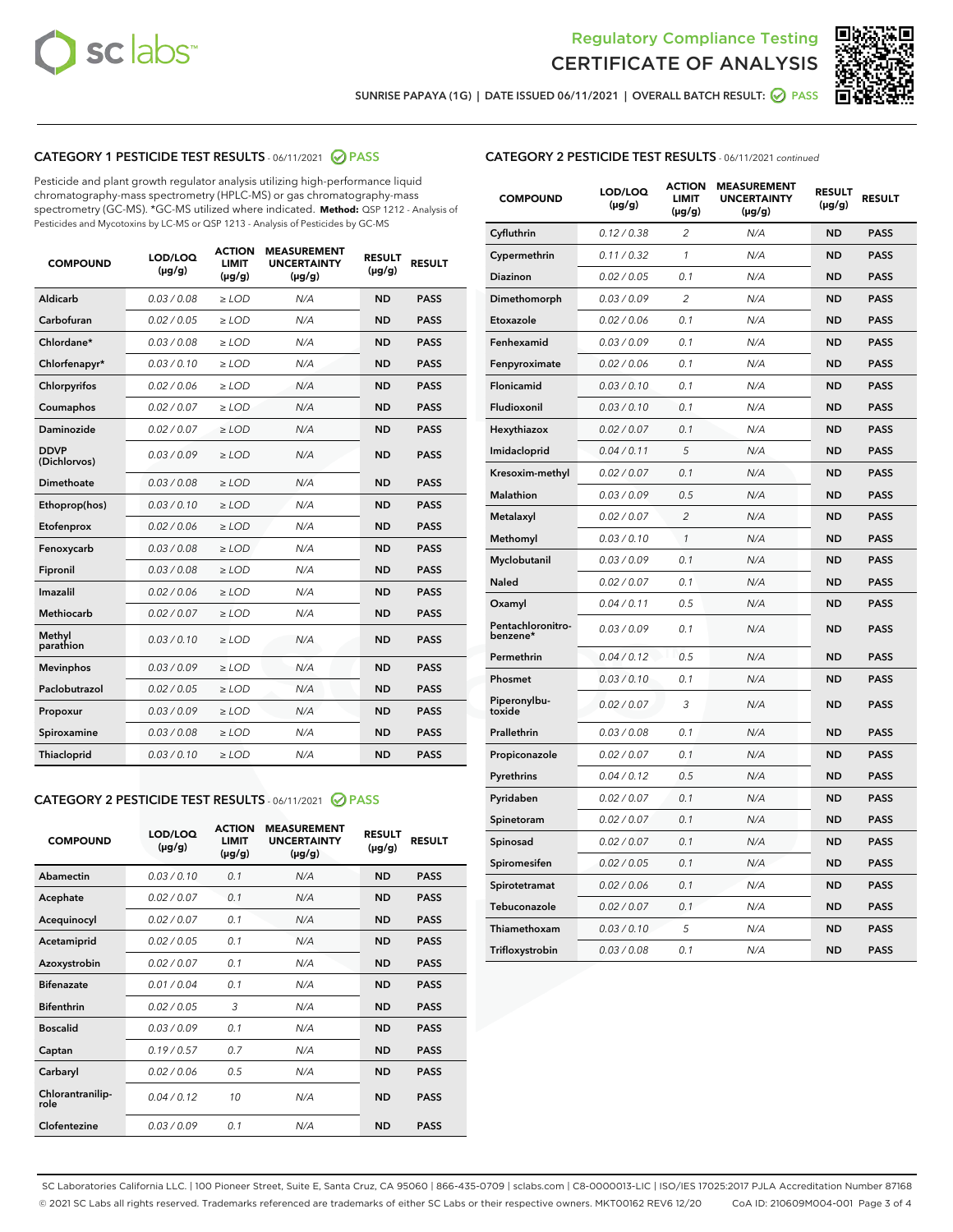Regulatory Compliance Testing

# CERTIFICATE OF ANALYSIS

SUNRISE PAPAYA (1G) | DATE ISSUED 06/11/2021 | OVERALL BATCH RESULT: PASS

## CATEGORY 1 PESTICIDE TEST RESULTS - 06/11/2021 PASS

Pesticide and plant growth regulator analysis utilizing high-performance liquid chromatography-mass spectrometry (HPLC-MS) or gas chromatography-mass spectrometry (GC-MS). *GC-MS utilized where indicated. **Method:** QSP 1212 - Analysis of Pesticides and Mycotoxins by LC-MS or QSP 1213 - Analysis of Pesticides by GC-MS

| COMPOUND | LOD/LOQ (µg/g) | ACTION LIMIT (µg/g) | MEASUREMENT UNCERTAINTY (µg/g) | RESULT (µg/g) | RESULT |
|---|---|---|---|---|---|
| Aldicarb | 0.03 / 0.08 | ≥ LOD | N/A | ND | PASS |
| Carbofuran | 0.02 / 0.05 | ≥ LOD | N/A | ND | PASS |
| Chlordane* | 0.03 / 0.08 | ≥ LOD | N/A | ND | PASS |
| Chlorfenapyr* | 0.03 / 0.10 | ≥ LOD | N/A | ND | PASS |
| Chlorpyrifos | 0.02 / 0.06 | ≥ LOD | N/A | ND | PASS |
| Coumaphos | 0.02 / 0.07 | ≥ LOD | N/A | ND | PASS |
| Daminozide | 0.02 / 0.07 | ≥ LOD | N/A | ND | PASS |
| DDVP (Dichlorvos) | 0.03 / 0.09 | ≥ LOD | N/A | ND | PASS |
| Dimethoate | 0.03 / 0.08 | ≥ LOD | N/A | ND | PASS |
| Ethoprop(hos) | 0.03 / 0.10 | ≥ LOD | N/A | ND | PASS |
| Etofenprox | 0.02 / 0.06 | ≥ LOD | N/A | ND | PASS |
| Fenoxycarb | 0.03 / 0.08 | ≥ LOD | N/A | ND | PASS |
| Fipronil | 0.03 / 0.08 | ≥ LOD | N/A | ND | PASS |
| Imazalil | 0.02 / 0.06 | ≥ LOD | N/A | ND | PASS |
| Methiocarb | 0.02 / 0.07 | ≥ LOD | N/A | ND | PASS |
| Methyl parathion | 0.03 / 0.10 | ≥ LOD | N/A | ND | PASS |
| Mevinphos | 0.03 / 0.09 | ≥ LOD | N/A | ND | PASS |
| Paclobutrazol | 0.02 / 0.05 | ≥ LOD | N/A | ND | PASS |
| Propoxur | 0.03 / 0.09 | ≥ LOD | N/A | ND | PASS |
| Spiroxamine | 0.03 / 0.08 | ≥ LOD | N/A | ND | PASS |
| Thiacloprid | 0.03 / 0.10 | ≥ LOD | N/A | ND | PASS |

## CATEGORY 2 PESTICIDE TEST RESULTS - 06/11/2021 PASS

| COMPOUND | LOD/LOQ (µg/g) | ACTION LIMIT (µg/g) | MEASUREMENT UNCERTAINTY (µg/g) | RESULT (µg/g) | RESULT |
|---|---|---|---|---|---|
| Abamectin | 0.03 / 0.10 | 0.1 | N/A | ND | PASS |
| Acephate | 0.02 / 0.07 | 0.1 | N/A | ND | PASS |
| Acequinocyl | 0.02 / 0.07 | 0.1 | N/A | ND | PASS |
| Acetamiprid | 0.02 / 0.05 | 0.1 | N/A | ND | PASS |
| Azoxystrobin | 0.02 / 0.07 | 0.1 | N/A | ND | PASS |
| Bifenazate | 0.01 / 0.04 | 0.1 | N/A | ND | PASS |
| Bifenthrin | 0.02 / 0.05 | 3 | N/A | ND | PASS |
| Boscalid | 0.03 / 0.09 | 0.1 | N/A | ND | PASS |
| Captan | 0.19 / 0.57 | 0.7 | N/A | ND | PASS |
| Carbaryl | 0.02 / 0.06 | 0.5 | N/A | ND | PASS |
| Chlorantraniliprole | 0.04 / 0.12 | 10 | N/A | ND | PASS |
| Clofentezine | 0.03 / 0.09 | 0.1 | N/A | ND | PASS |
| Cyfluthrin | 0.12 / 0.38 | 2 | N/A | ND | PASS |
| Cypermethrin | 0.11 / 0.32 | 1 | N/A | ND | PASS |
| Diazinon | 0.02 / 0.05 | 0.1 | N/A | ND | PASS |
| Dimethomorph | 0.03 / 0.09 | 2 | N/A | ND | PASS |
| Etoxazole | 0.02 / 0.06 | 0.1 | N/A | ND | PASS |
| Fenhexamid | 0.03 / 0.09 | 0.1 | N/A | ND | PASS |
| Fenpyroximate | 0.02 / 0.06 | 0.1 | N/A | ND | PASS |
| Flonicamid | 0.03 / 0.10 | 0.1 | N/A | ND | PASS |
| Fludioxonil | 0.03 / 0.10 | 0.1 | N/A | ND | PASS |
| Hexythiazox | 0.02 / 0.07 | 0.1 | N/A | ND | PASS |
| Imidacloprid | 0.04 / 0.11 | 5 | N/A | ND | PASS |
| Kresoxim-methyl | 0.02 / 0.07 | 0.1 | N/A | ND | PASS |
| Malathion | 0.03 / 0.09 | 0.5 | N/A | ND | PASS |
| Metalaxyl | 0.02 / 0.07 | 2 | N/A | ND | PASS |
| Methomyl | 0.03 / 0.10 | 1 | N/A | ND | PASS |
| Myclobutanil | 0.03 / 0.09 | 0.1 | N/A | ND | PASS |
| Naled | 0.02 / 0.07 | 0.1 | N/A | ND | PASS |
| Oxamyl | 0.04 / 0.11 | 0.5 | N/A | ND | PASS |
| Pentachloronitrobenzene* | 0.03 / 0.09 | 0.1 | N/A | ND | PASS |
| Permethrin | 0.04 / 0.12 | 0.5 | N/A | ND | PASS |
| Phosmet | 0.03 / 0.10 | 0.1 | N/A | ND | PASS |
| Piperonylbutoxide | 0.02 / 0.07 | 3 | N/A | ND | PASS |
| Prallethrin | 0.03 / 0.08 | 0.1 | N/A | ND | PASS |
| Propiconazole | 0.02 / 0.07 | 0.1 | N/A | ND | PASS |
| Pyrethrins | 0.04 / 0.12 | 0.5 | N/A | ND | PASS |
| Pyridaben | 0.02 / 0.07 | 0.1 | N/A | ND | PASS |
| Spinetoram | 0.02 / 0.07 | 0.1 | N/A | ND | PASS |
| Spinosad | 0.02 / 0.07 | 0.1 | N/A | ND | PASS |
| Spiromesifen | 0.02 / 0.05 | 0.1 | N/A | ND | PASS |
| Spirotetramat | 0.02 / 0.06 | 0.1 | N/A | ND | PASS |
| Tebuconazole | 0.02 / 0.07 | 0.1 | N/A | ND | PASS |
| Thiamethoxam | 0.03 / 0.10 | 5 | N/A | ND | PASS |
| Trifloxystrobin | 0.03 / 0.08 | 0.1 | N/A | ND | PASS |

SC Laboratories California LLC. | 100 Pioneer Street, Suite E, Santa Cruz, CA 95060 | 866-435-0709 | sclabs.com | C8-0000013-LIC | ISO/IES 17025:2017 PJLA Accreditation Number 87168
© 2021 SC Labs all rights reserved. Trademarks referenced are trademarks of either SC Labs or their respective owners. MKT00162 REV6 12/20 CoA ID: 210609M004-001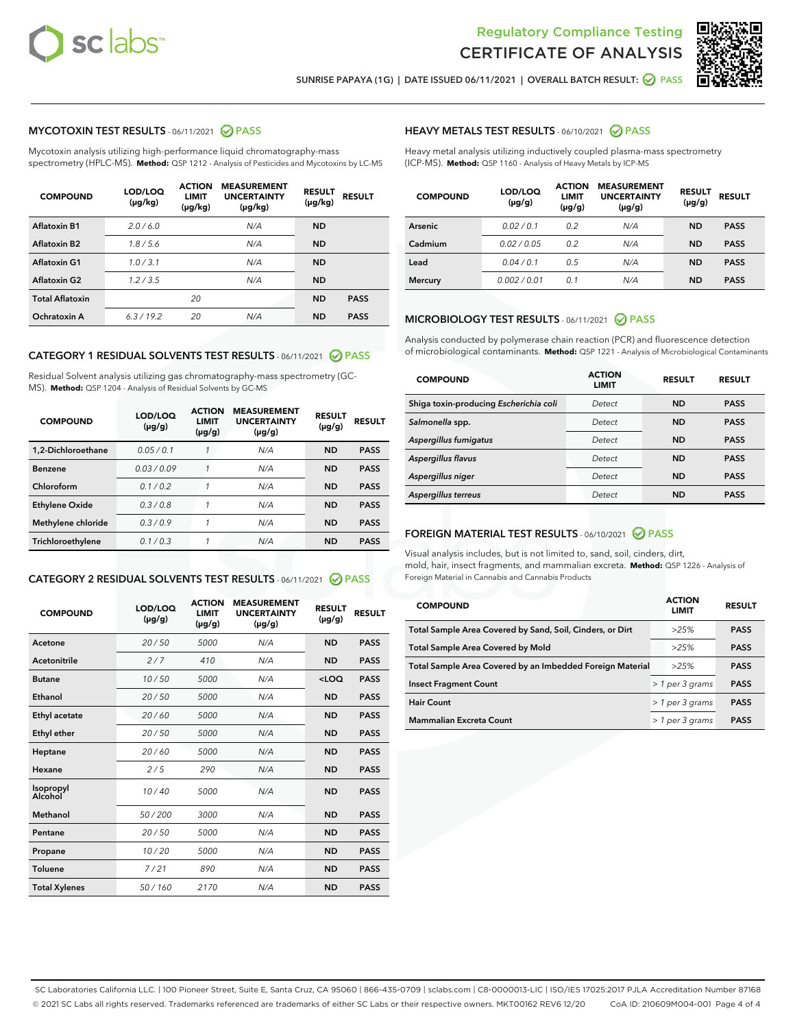Regulatory Compliance Testing

# CERTIFICATE OF ANALYSIS

SUNRISE PAPAYA (1G) | DATE ISSUED 06/11/2021 | OVERALL BATCH RESULT: PASS

## MYCOTOXIN TEST RESULTS - 06/11/2021 PASS

Mycotoxin analysis utilizing high-performance liquid chromatography-mass spectrometry (HPLC-MS). **Method:** QSP 1212 - Analysis of Pesticides and Mycotoxins by LC-MS

| COMPOUND | LOD/LOQ (µg/kg) | ACTION LIMIT (µg/kg) | MEASUREMENT UNCERTAINTY (µg/kg) | RESULT (µg/kg) | RESULT |
|---|---|---|---|---|---|
| Aflatoxin B1 | 2.0 / 6.0 | | N/A | ND | |
| Aflatoxin B2 | 1.8 / 5.6 | | N/A | ND | |
| Aflatoxin G1 | 1.0 / 3.1 | | N/A | ND | |
| Aflatoxin G2 | 1.2 / 3.5 | | N/A | ND | |
| Total Aflatoxin | | 20 | | ND | PASS |
| Ochratoxin A | 6.3 / 19.2 | 20 | N/A | ND | PASS |

## CATEGORY 1 RESIDUAL SOLVENTS TEST RESULTS - 06/11/2021 PASS

Residual Solvent analysis utilizing gas chromatography-mass spectrometry (GC-MS). **Method:** QSP 1204 - Analysis of Residual Solvents by GC-MS

| COMPOUND | LOD/LOQ (µg/g) | ACTION LIMIT (µg/g) | MEASUREMENT UNCERTAINTY (µg/g) | RESULT (µg/g) | RESULT |
|---|---|---|---|---|---|
| 1,2-Dichloroethane | 0.05 / 0.1 | 1 | N/A | ND | PASS |
| Benzene | 0.03 / 0.09 | 1 | N/A | ND | PASS |
| Chloroform | 0.1 / 0.2 | 1 | N/A | ND | PASS |
| Ethylene Oxide | 0.3 / 0.8 | 1 | N/A | ND | PASS |
| Methylene chloride | 0.3 / 0.9 | 1 | N/A | ND | PASS |
| Trichloroethylene | 0.1 / 0.3 | 1 | N/A | ND | PASS |

## CATEGORY 2 RESIDUAL SOLVENTS TEST RESULTS - 06/11/2021 PASS

| COMPOUND | LOD/LOQ (µg/g) | ACTION LIMIT (µg/g) | MEASUREMENT UNCERTAINTY (µg/g) | RESULT (µg/g) | RESULT |
|---|---|---|---|---|---|
| Acetone | 20 / 50 | 5000 | N/A | ND | PASS |
| Acetonitrile | 2 / 7 | 410 | N/A | ND | PASS |
| Butane | 10 / 50 | 5000 | N/A | <LOQ | PASS |
| Ethanol | 20 / 50 | 5000 | N/A | ND | PASS |
| Ethyl acetate | 20 / 60 | 5000 | N/A | ND | PASS |
| Ethyl ether | 20 / 50 | 5000 | N/A | ND | PASS |
| Heptane | 20 / 60 | 5000 | N/A | ND | PASS |
| Hexane | 2 / 5 | 290 | N/A | ND | PASS |
| Isopropyl Alcohol | 10 / 40 | 5000 | N/A | ND | PASS |
| Methanol | 50 / 200 | 3000 | N/A | ND | PASS |
| Pentane | 20 / 50 | 5000 | N/A | ND | PASS |
| Propane | 10 / 20 | 5000 | N/A | ND | PASS |
| Toluene | 7 / 21 | 890 | N/A | ND | PASS |
| Total Xylenes | 50 / 160 | 2170 | N/A | ND | PASS |

## HEAVY METALS TEST RESULTS - 06/10/2021 PASS

Heavy metal analysis utilizing inductively coupled plasma-mass spectrometry (ICP-MS). **Method:** QSP 1160 - Analysis of Heavy Metals by ICP-MS

| COMPOUND | LOD/LOQ (µg/g) | ACTION LIMIT (µg/g) | MEASUREMENT UNCERTAINTY (µg/g) | RESULT (µg/g) | RESULT |
|---|---|---|---|---|---|
| Arsenic | 0.02 / 0.1 | 0.2 | N/A | ND | PASS |
| Cadmium | 0.02 / 0.05 | 0.2 | N/A | ND | PASS |
| Lead | 0.04 / 0.1 | 0.5 | N/A | ND | PASS |
| Mercury | 0.002 / 0.01 | 0.1 | N/A | ND | PASS |

## MICROBIOLOGY TEST RESULTS - 06/11/2021 PASS

Analysis conducted by polymerase chain reaction (PCR) and fluorescence detection of microbiological contaminants. **Method:** QSP 1221 - Analysis of Microbiological Contaminants

| COMPOUND | ACTION LIMIT | RESULT | RESULT |
|---|---|---|---|
| Shiga toxin-producing *Escherichia coli* | Detect | ND | PASS |
| *Salmonella* spp. | Detect | ND | PASS |
| *Aspergillus fumigatus* | Detect | ND | PASS |
| *Aspergillus flavus* | Detect | ND | PASS |
| *Aspergillus niger* | Detect | ND | PASS |
| *Aspergillus terreus* | Detect | ND | PASS |

## FOREIGN MATERIAL TEST RESULTS - 06/10/2021 PASS

Visual analysis includes, but is not limited to, sand, soil, cinders, dirt, mold, hair, insect fragments, and mammalian excreta. **Method:** QSP 1226 - Analysis of Foreign Material in Cannabis and Cannabis Products

| COMPOUND | ACTION LIMIT | RESULT |
|---|---|---|
| Total Sample Area Covered by Sand, Soil, Cinders, or Dirt | >25% | PASS |
| Total Sample Area Covered by Mold | >25% | PASS |
| Total Sample Area Covered by an Imbedded Foreign Material | >25% | PASS |
| Insect Fragment Count | > 1 per 3 grams | PASS |
| Hair Count | > 1 per 3 grams | PASS |
| Mammalian Excreta Count | > 1 per 3 grams | PASS |

SC Laboratories California LLC. | 100 Pioneer Street, Suite E, Santa Cruz, CA 95060 | 866-435-0709 | sclabs.com | C8-0000013-LIC | ISO/IES 17025:2017 PJLA Accreditation Number 87168
© 2021 SC Labs all rights reserved. Trademarks referenced are trademarks of either SC Labs or their respective owners. MKT00162 REV6 12/20 CoA ID: 210609M004-001